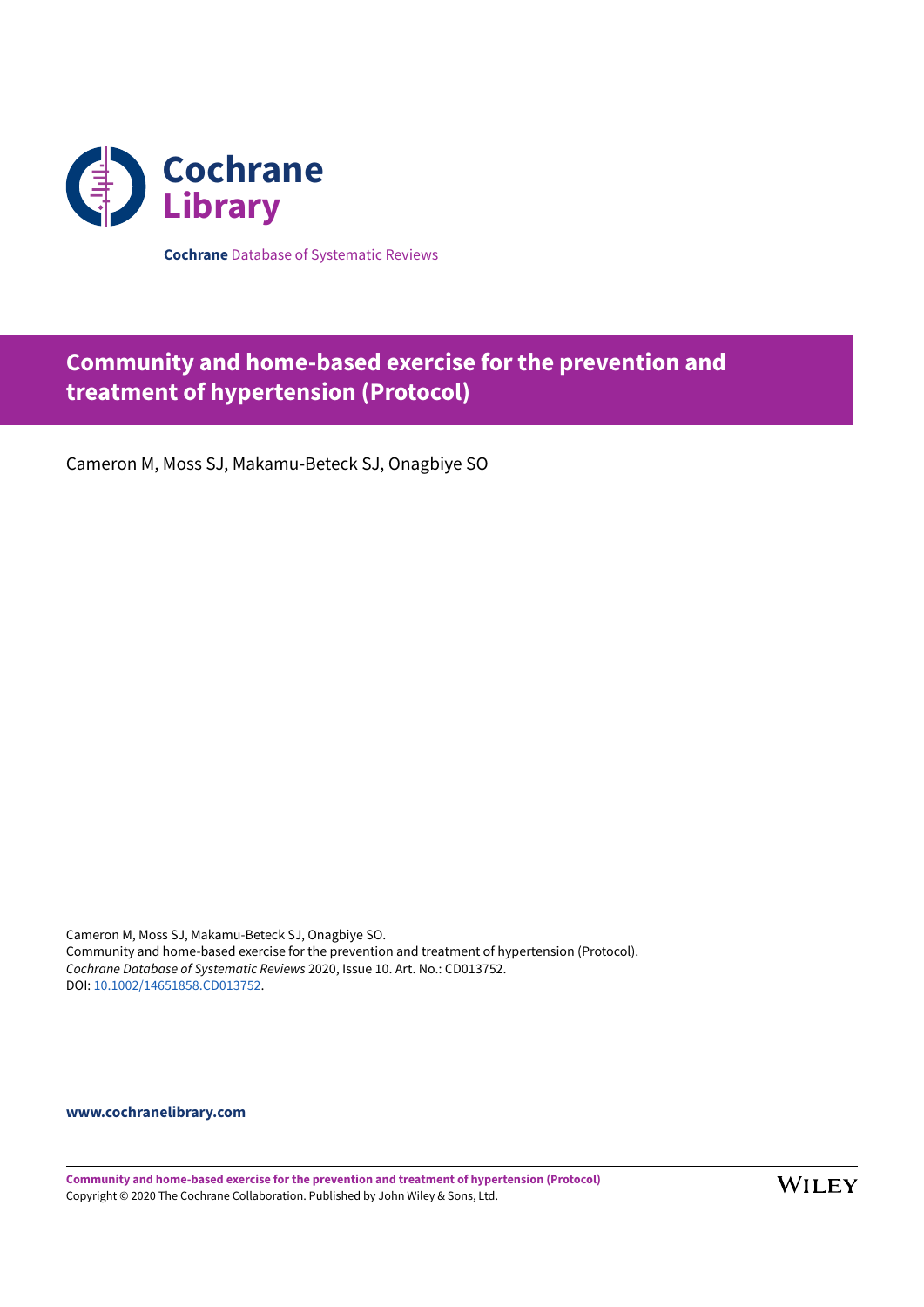Cochrane Library

**Cochrane** Database of Systematic Reviews

# Community and home-based exercise for the prevention and treatment of hypertension (Protocol)

Cameron M, Moss SJ, Makamu-Beteck SJ, Onagbiye SO

Cameron M, Moss SJ, Makamu-Beteck SJ, Onagbiye SO.
Community and home-based exercise for the prevention and treatment of hypertension (Protocol).
*Cochrane Database of Systematic Reviews* 2020, Issue 10. Art. No.: CD013752.
DOI: 10.1002/14651858.CD013752.

**www.cochranelibrary.com**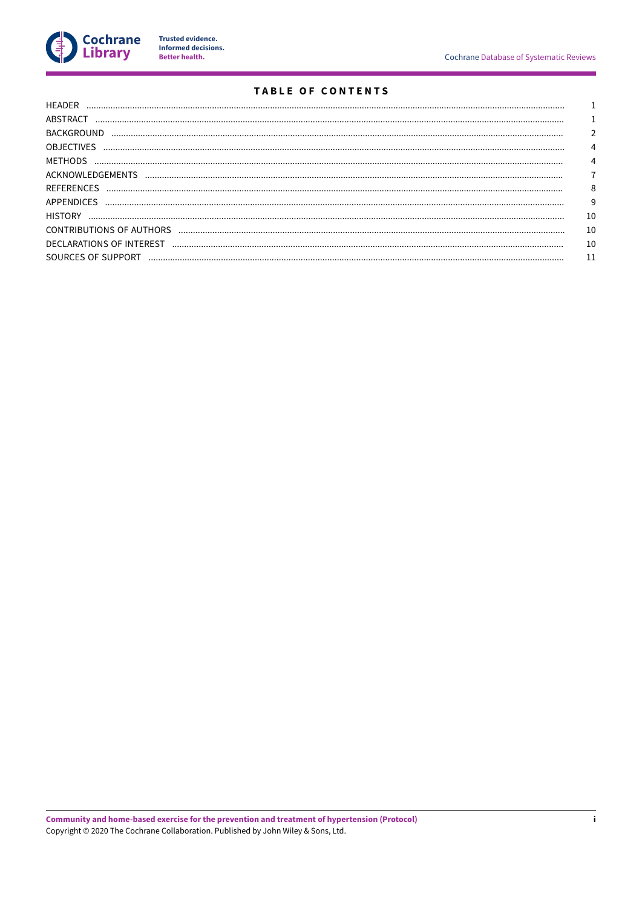# TABLE OF CONTENTS

| | |
|---|---|
| HEADER | 1 |
| ABSTRACT | 1 |
| BACKGROUND | 2 |
| OBJECTIVES | 4 |
| METHODS | 4 |
| ACKNOWLEDGEMENTS | 7 |
| REFERENCES | 8 |
| APPENDICES | 9 |
| HISTORY | 10 |
| CONTRIBUTIONS OF AUTHORS | 10 |
| DECLARATIONS OF INTEREST | 10 |
| SOURCES OF SUPPORT | 11 |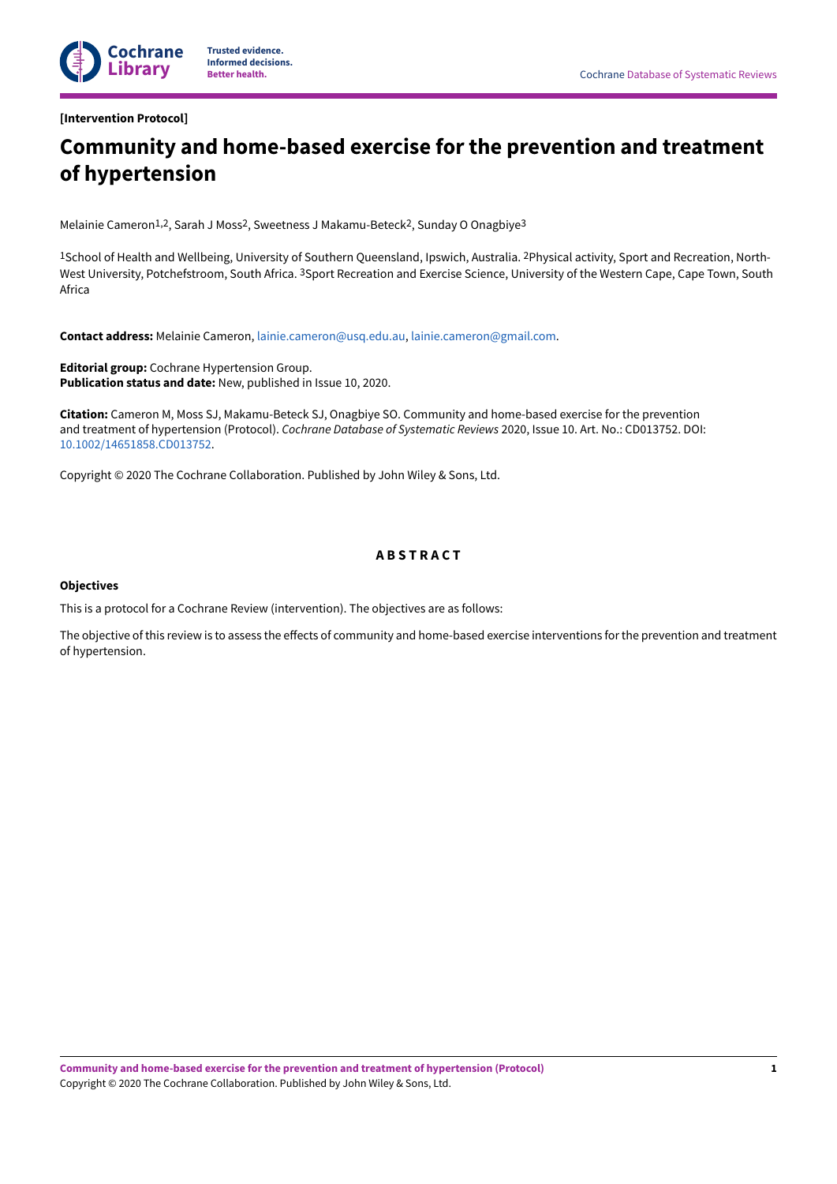[Intervention Protocol]

# Community and home-based exercise for the prevention and treatment of hypertension

Melainie Cameron[1,2], Sarah J Moss[2], Sweetness J Makamu-Beteck[2], Sunday O Onagbiye[3]

[1]School of Health and Wellbeing, University of Southern Queensland, Ipswich, Australia. [2]Physical activity, Sport and Recreation, North-West University, Potchefstroom, South Africa. [3]Sport Recreation and Exercise Science, University of the Western Cape, Cape Town, South Africa

**Contact address:** Melainie Cameron, lainie.cameron@usq.edu.au, lainie.cameron@gmail.com.

**Editorial group:** Cochrane Hypertension Group.
**Publication status and date:** New, published in Issue 10, 2020.

**Citation:** Cameron M, Moss SJ, Makamu-Beteck SJ, Onagbiye SO. Community and home-based exercise for the prevention and treatment of hypertension (Protocol). *Cochrane Database of Systematic Reviews* 2020, Issue 10. Art. No.: CD013752. DOI: 10.1002/14651858.CD013752.

Copyright © 2020 The Cochrane Collaboration. Published by John Wiley & Sons, Ltd.

## ABSTRACT

### Objectives

This is a protocol for a Cochrane Review (intervention). The objectives are as follows:

The objective of this review is to assess the effects of community and home-based exercise interventions for the prevention and treatment of hypertension.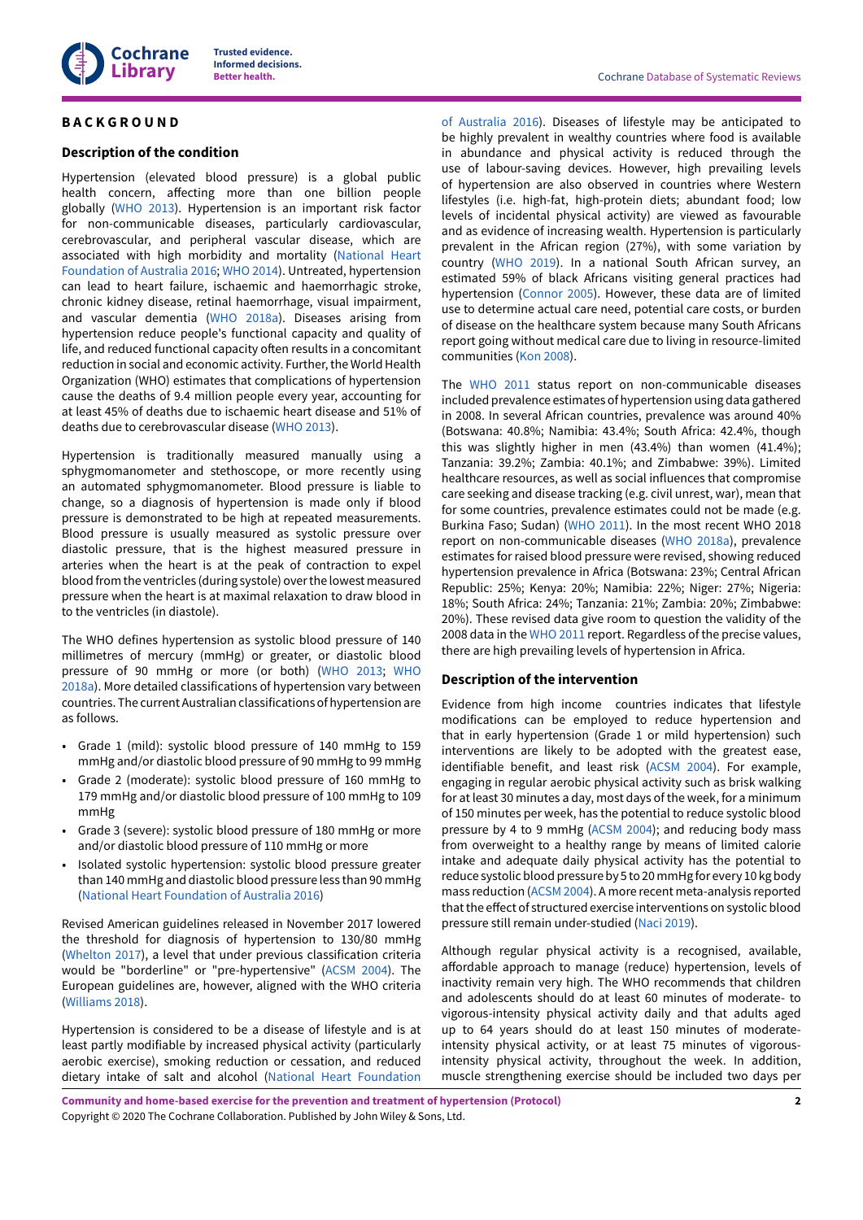# BACKGROUND

## Description of the condition

Hypertension (elevated blood pressure) is a global public health concern, affecting more than one billion people globally (WHO 2013). Hypertension is an important risk factor for non-communicable diseases, particularly cardiovascular, cerebrovascular, and peripheral vascular disease, which are associated with high morbidity and mortality (National Heart Foundation of Australia 2016; WHO 2014). Untreated, hypertension can lead to heart failure, ischaemic and haemorrhagic stroke, chronic kidney disease, retinal haemorrhage, visual impairment, and vascular dementia (WHO 2018a). Diseases arising from hypertension reduce people's functional capacity and quality of life, and reduced functional capacity often results in a concomitant reduction in social and economic activity. Further, the World Health Organization (WHO) estimates that complications of hypertension cause the deaths of 9.4 million people every year, accounting for at least 45% of deaths due to ischaemic heart disease and 51% of deaths due to cerebrovascular disease (WHO 2013).

Hypertension is traditionally measured manually using a sphygmomanometer and stethoscope, or more recently using an automated sphygmomanometer. Blood pressure is liable to change, so a diagnosis of hypertension is made only if blood pressure is demonstrated to be high at repeated measurements. Blood pressure is usually measured as systolic pressure over diastolic pressure, that is the highest measured pressure in arteries when the heart is at the peak of contraction to expel blood from the ventricles (during systole) over the lowest measured pressure when the heart is at maximal relaxation to draw blood in to the ventricles (in diastole).

The WHO defines hypertension as systolic blood pressure of 140 millimetres of mercury (mmHg) or greater, or diastolic blood pressure of 90 mmHg or more (or both) (WHO 2013; WHO 2018a). More detailed classifications of hypertension vary between countries. The current Australian classifications of hypertension are as follows.

- Grade 1 (mild): systolic blood pressure of 140 mmHg to 159 mmHg and/or diastolic blood pressure of 90 mmHg to 99 mmHg
- Grade 2 (moderate): systolic blood pressure of 160 mmHg to 179 mmHg and/or diastolic blood pressure of 100 mmHg to 109 mmHg
- Grade 3 (severe): systolic blood pressure of 180 mmHg or more and/or diastolic blood pressure of 110 mmHg or more
- Isolated systolic hypertension: systolic blood pressure greater than 140 mmHg and diastolic blood pressure less than 90 mmHg (National Heart Foundation of Australia 2016)

Revised American guidelines released in November 2017 lowered the threshold for diagnosis of hypertension to 130/80 mmHg (Whelton 2017), a level that under previous classification criteria would be "borderline" or "pre-hypertensive" (ACSM 2004). The European guidelines are, however, aligned with the WHO criteria (Williams 2018).

Hypertension is considered to be a disease of lifestyle and is at least partly modifiable by increased physical activity (particularly aerobic exercise), smoking reduction or cessation, and reduced dietary intake of salt and alcohol (National Heart Foundation of Australia 2016). Diseases of lifestyle may be anticipated to be highly prevalent in wealthy countries where food is available in abundance and physical activity is reduced through the use of labour-saving devices. However, high prevailing levels of hypertension are also observed in countries where Western lifestyles (i.e. high-fat, high-protein diets; abundant food; low levels of incidental physical activity) are viewed as favourable and as evidence of increasing wealth. Hypertension is particularly prevalent in the African region (27%), with some variation by country (WHO 2019). In a national South African survey, an estimated 59% of black Africans visiting general practices had hypertension (Connor 2005). However, these data are of limited use to determine actual care need, potential care costs, or burden of disease on the healthcare system because many South Africans report going without medical care due to living in resource-limited communities (Kon 2008).

The WHO 2011 status report on non-communicable diseases included prevalence estimates of hypertension using data gathered in 2008. In several African countries, prevalence was around 40% (Botswana: 40.8%; Namibia: 43.4%; South Africa: 42.4%, though this was slightly higher in men (43.4%) than women (41.4%); Tanzania: 39.2%; Zambia: 40.1%; and Zimbabwe: 39%). Limited healthcare resources, as well as social influences that compromise care seeking and disease tracking (e.g. civil unrest, war), mean that for some countries, prevalence estimates could not be made (e.g. Burkina Faso; Sudan) (WHO 2011). In the most recent WHO 2018 report on non-communicable diseases (WHO 2018a), prevalence estimates for raised blood pressure were revised, showing reduced hypertension prevalence in Africa (Botswana: 23%; Central African Republic: 25%; Kenya: 20%; Namibia: 22%; Niger: 27%; Nigeria: 18%; South Africa: 24%; Tanzania: 21%; Zambia: 20%; Zimbabwe: 20%). These revised data give room to question the validity of the 2008 data in the WHO 2011 report. Regardless of the precise values, there are high prevailing levels of hypertension in Africa.

## Description of the intervention

Evidence from high income countries indicates that lifestyle modifications can be employed to reduce hypertension and that in early hypertension (Grade 1 or mild hypertension) such interventions are likely to be adopted with the greatest ease, identifiable benefit, and least risk (ACSM 2004). For example, engaging in regular aerobic physical activity such as brisk walking for at least 30 minutes a day, most days of the week, for a minimum of 150 minutes per week, has the potential to reduce systolic blood pressure by 4 to 9 mmHg (ACSM 2004); and reducing body mass from overweight to a healthy range by means of limited calorie intake and adequate daily physical activity has the potential to reduce systolic blood pressure by 5 to 20 mmHg for every 10 kg body mass reduction (ACSM 2004). A more recent meta-analysis reported that the effect of structured exercise interventions on systolic blood pressure still remain under-studied (Naci 2019).

Although regular physical activity is a recognised, available, affordable approach to manage (reduce) hypertension, levels of inactivity remain very high. The WHO recommends that children and adolescents should do at least 60 minutes of moderate- to vigorous-intensity physical activity daily and that adults aged up to 64 years should do at least 150 minutes of moderate-intensity physical activity, or at least 75 minutes of vigorous-intensity physical activity, throughout the week. In addition, muscle strengthening exercise should be included two days per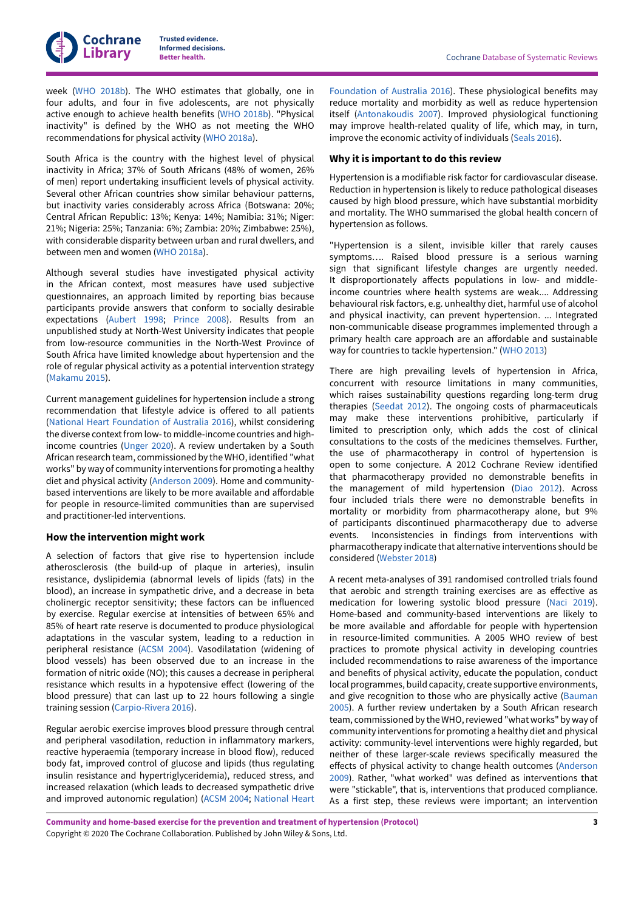week (WHO 2018b). The WHO estimates that globally, one in four adults, and four in five adolescents, are not physically active enough to achieve health benefits (WHO 2018b). "Physical inactivity" is defined by the WHO as not meeting the WHO recommendations for physical activity (WHO 2018a).

South Africa is the country with the highest level of physical inactivity in Africa; 37% of South Africans (48% of women, 26% of men) report undertaking insufficient levels of physical activity. Several other African countries show similar behaviour patterns, but inactivity varies considerably across Africa (Botswana: 20%; Central African Republic: 13%; Kenya: 14%; Namibia: 31%; Niger: 21%; Nigeria: 25%; Tanzania: 6%; Zambia: 20%; Zimbabwe: 25%), with considerable disparity between urban and rural dwellers, and between men and women (WHO 2018a).

Although several studies have investigated physical activity in the African context, most measures have used subjective questionnaires, an approach limited by reporting bias because participants provide answers that conform to socially desirable expectations (Aubert 1998; Prince 2008). Results from an unpublished study at North-West University indicates that people from low-resource communities in the North-West Province of South Africa have limited knowledge about hypertension and the role of regular physical activity as a potential intervention strategy (Makamu 2015).

Current management guidelines for hypertension include a strong recommendation that lifestyle advice is offered to all patients (National Heart Foundation of Australia 2016), whilst considering the diverse context from low- to middle-income countries and high-income countries (Unger 2020). A review undertaken by a South African research team, commissioned by the WHO, identified "what works" by way of community interventions for promoting a healthy diet and physical activity (Anderson 2009). Home and community-based interventions are likely to be more available and affordable for people in resource-limited communities than are supervised and practitioner-led interventions.

### How the intervention might work

A selection of factors that give rise to hypertension include atherosclerosis (the build-up of plaque in arteries), insulin resistance, dyslipidemia (abnormal levels of lipids (fats) in the blood), an increase in sympathetic drive, and a decrease in beta cholinergic receptor sensitivity; these factors can be influenced by exercise. Regular exercise at intensities of between 65% and 85% of heart rate reserve is documented to produce physiological adaptations in the vascular system, leading to a reduction in peripheral resistance (ACSM 2004). Vasodilatation (widening of blood vessels) has been observed due to an increase in the formation of nitric oxide (NO); this causes a decrease in peripheral resistance which results in a hypotensive effect (lowering of the blood pressure) that can last up to 22 hours following a single training session (Carpio-Rivera 2016).

Regular aerobic exercise improves blood pressure through central and peripheral vasodilation, reduction in inflammatory markers, reactive hyperaemia (temporary increase in blood flow), reduced body fat, improved control of glucose and lipids (thus regulating insulin resistance and hypertriglyceridemia), reduced stress, and increased relaxation (which leads to decreased sympathetic drive and improved autonomic regulation) (ACSM 2004; National Heart Foundation of Australia 2016). These physiological benefits may reduce mortality and morbidity as well as reduce hypertension itself (Antonakoudis 2007). Improved physiological functioning may improve health-related quality of life, which may, in turn, improve the economic activity of individuals (Seals 2016).

### Why it is important to do this review

Hypertension is a modifiable risk factor for cardiovascular disease. Reduction in hypertension is likely to reduce pathological diseases caused by high blood pressure, which have substantial morbidity and mortality. The WHO summarised the global health concern of hypertension as follows.

"Hypertension is a silent, invisible killer that rarely causes symptoms…. Raised blood pressure is a serious warning sign that significant lifestyle changes are urgently needed. It disproportionately affects populations in low- and middle-income countries where health systems are weak.... Addressing behavioural risk factors, e.g. unhealthy diet, harmful use of alcohol and physical inactivity, can prevent hypertension. ... Integrated non-communicable disease programmes implemented through a primary health care approach are an affordable and sustainable way for countries to tackle hypertension." (WHO 2013)

There are high prevailing levels of hypertension in Africa, concurrent with resource limitations in many communities, which raises sustainability questions regarding long-term drug therapies (Seedat 2012). The ongoing costs of pharmaceuticals may make these interventions prohibitive, particularly if limited to prescription only, which adds the cost of clinical consultations to the costs of the medicines themselves. Further, the use of pharmacotherapy in control of hypertension is open to some conjecture. A 2012 Cochrane Review identified that pharmacotherapy provided no demonstrable benefits in the management of mild hypertension (Diao 2012). Across four included trials there were no demonstrable benefits in mortality or morbidity from pharmacotherapy alone, but 9% of participants discontinued pharmacotherapy due to adverse events. Inconsistencies in findings from interventions with pharmacotherapy indicate that alternative interventions should be considered (Webster 2018)

A recent meta-analyses of 391 randomised controlled trials found that aerobic and strength training exercises are as effective as medication for lowering systolic blood pressure (Naci 2019). Home-based and community-based interventions are likely to be more available and affordable for people with hypertension in resource-limited communities. A 2005 WHO review of best practices to promote physical activity in developing countries included recommendations to raise awareness of the importance and benefits of physical activity, educate the population, conduct local programmes, build capacity, create supportive environments, and give recognition to those who are physically active (Bauman 2005). A further review undertaken by a South African research team, commissioned by the WHO, reviewed "what works" by way of community interventions for promoting a healthy diet and physical activity: community-level interventions were highly regarded, but neither of these larger-scale reviews specifically measured the effects of physical activity to change health outcomes (Anderson 2009). Rather, "what worked" was defined as interventions that were "stickable", that is, interventions that produced compliance. As a first step, these reviews were important; an intervention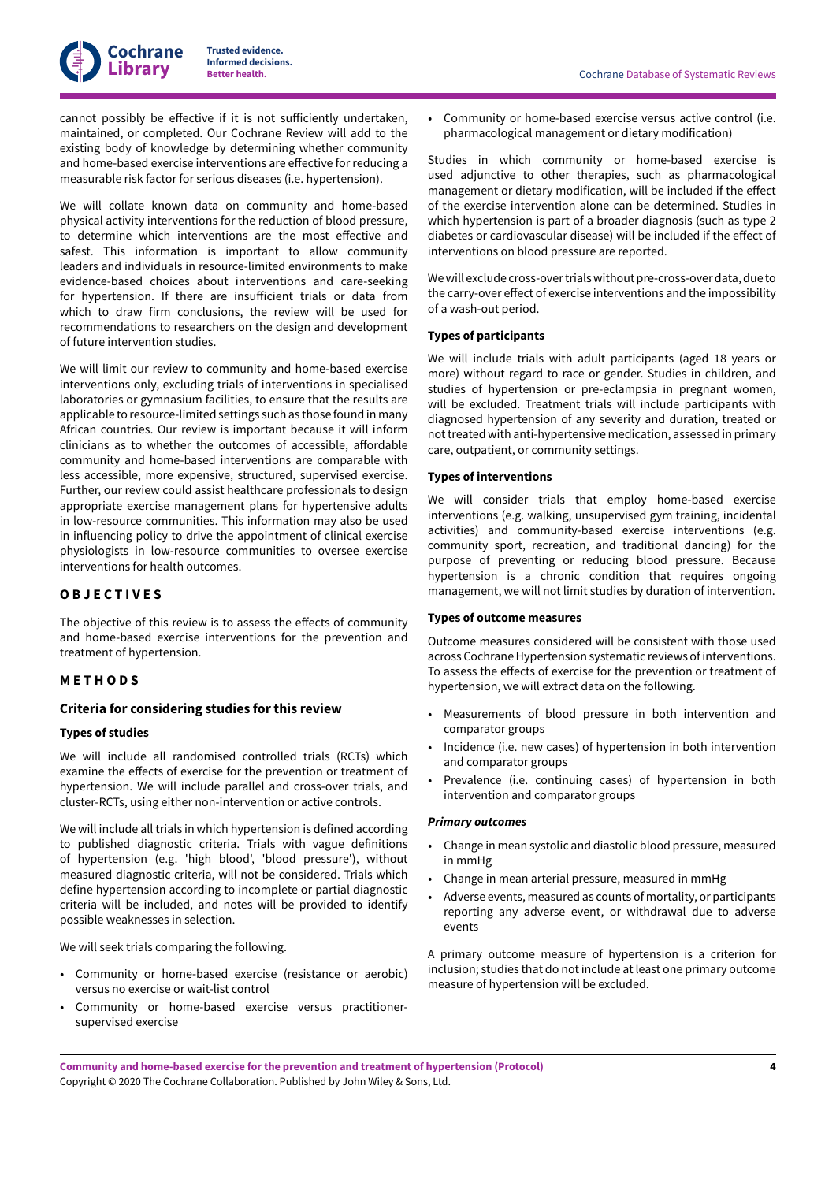cannot possibly be effective if it is not sufficiently undertaken, maintained, or completed. Our Cochrane Review will add to the existing body of knowledge by determining whether community and home-based exercise interventions are effective for reducing a measurable risk factor for serious diseases (i.e. hypertension).

We will collate known data on community and home-based physical activity interventions for the reduction of blood pressure, to determine which interventions are the most effective and safest. This information is important to allow community leaders and individuals in resource-limited environments to make evidence-based choices about interventions and care-seeking for hypertension. If there are insufficient trials or data from which to draw firm conclusions, the review will be used for recommendations to researchers on the design and development of future intervention studies.

We will limit our review to community and home-based exercise interventions only, excluding trials of interventions in specialised laboratories or gymnasium facilities, to ensure that the results are applicable to resource-limited settings such as those found in many African countries. Our review is important because it will inform clinicians as to whether the outcomes of accessible, affordable community and home-based interventions are comparable with less accessible, more expensive, structured, supervised exercise. Further, our review could assist healthcare professionals to design appropriate exercise management plans for hypertensive adults in low-resource communities. This information may also be used in influencing policy to drive the appointment of clinical exercise physiologists in low-resource communities to oversee exercise interventions for health outcomes.

## OBJECTIVES

The objective of this review is to assess the effects of community and home-based exercise interventions for the prevention and treatment of hypertension.

## METHODS

### Criteria for considering studies for this review

#### Types of studies

We will include all randomised controlled trials (RCTs) which examine the effects of exercise for the prevention or treatment of hypertension. We will include parallel and cross-over trials, and cluster-RCTs, using either non-intervention or active controls.

We will include all trials in which hypertension is defined according to published diagnostic criteria. Trials with vague definitions of hypertension (e.g. 'high blood', 'blood pressure'), without measured diagnostic criteria, will not be considered. Trials which define hypertension according to incomplete or partial diagnostic criteria will be included, and notes will be provided to identify possible weaknesses in selection.

We will seek trials comparing the following.

- Community or home-based exercise (resistance or aerobic) versus no exercise or wait-list control
- Community or home-based exercise versus practitioner-supervised exercise
- Community or home-based exercise versus active control (i.e. pharmacological management or dietary modification)

Studies in which community or home-based exercise is used adjunctive to other therapies, such as pharmacological management or dietary modification, will be included if the effect of the exercise intervention alone can be determined. Studies in which hypertension is part of a broader diagnosis (such as type 2 diabetes or cardiovascular disease) will be included if the effect of interventions on blood pressure are reported.

We will exclude cross-over trials without pre-cross-over data, due to the carry-over effect of exercise interventions and the impossibility of a wash-out period.

#### Types of participants

We will include trials with adult participants (aged 18 years or more) without regard to race or gender. Studies in children, and studies of hypertension or pre-eclampsia in pregnant women, will be excluded. Treatment trials will include participants with diagnosed hypertension of any severity and duration, treated or not treated with anti-hypertensive medication, assessed in primary care, outpatient, or community settings.

#### Types of interventions

We will consider trials that employ home-based exercise interventions (e.g. walking, unsupervised gym training, incidental activities) and community-based exercise interventions (e.g. community sport, recreation, and traditional dancing) for the purpose of preventing or reducing blood pressure. Because hypertension is a chronic condition that requires ongoing management, we will not limit studies by duration of intervention.

#### Types of outcome measures

Outcome measures considered will be consistent with those used across Cochrane Hypertension systematic reviews of interventions. To assess the effects of exercise for the prevention or treatment of hypertension, we will extract data on the following.

- Measurements of blood pressure in both intervention and comparator groups
- Incidence (i.e. new cases) of hypertension in both intervention and comparator groups
- Prevalence (i.e. continuing cases) of hypertension in both intervention and comparator groups

##### *Primary outcomes*

- Change in mean systolic and diastolic blood pressure, measured in mmHg
- Change in mean arterial pressure, measured in mmHg
- Adverse events, measured as counts of mortality, or participants reporting any adverse event, or withdrawal due to adverse events

A primary outcome measure of hypertension is a criterion for inclusion; studies that do not include at least one primary outcome measure of hypertension will be excluded.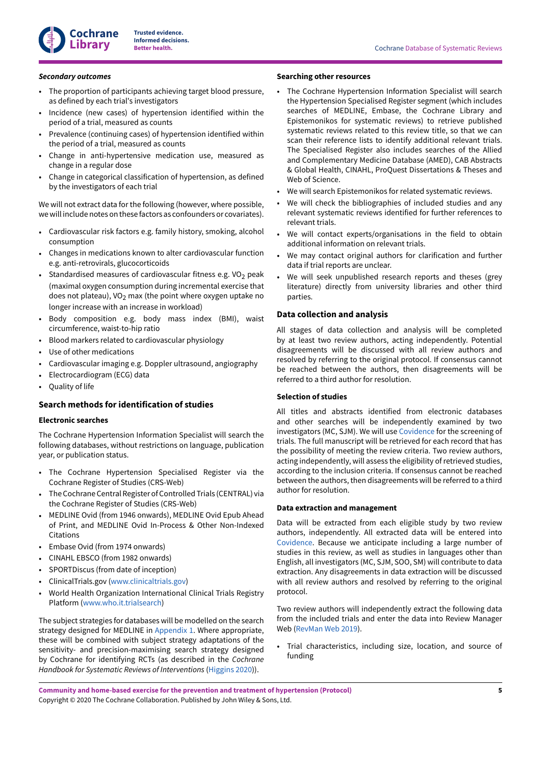#### *Secondary outcomes*

- The proportion of participants achieving target blood pressure, as defined by each trial's investigators
- Incidence (new cases) of hypertension identified within the period of a trial, measured as counts
- Prevalence (continuing cases) of hypertension identified within the period of a trial, measured as counts
- Change in anti-hypertensive medication use, measured as change in a regular dose
- Change in categorical classification of hypertension, as defined by the investigators of each trial

We will not extract data for the following (however, where possible, we will include notes on these factors as confounders or covariates).

- Cardiovascular risk factors e.g. family history, smoking, alcohol consumption
- Changes in medications known to alter cardiovascular function e.g. anti-retrovirals, glucocorticoids
- Standardised measures of cardiovascular fitness e.g. $VO_2$ peak (maximal oxygen consumption during incremental exercise that does not plateau), $VO_2$ max (the point where oxygen uptake no longer increase with an increase in workload)
- Body composition e.g. body mass index (BMI), waist circumference, waist-to-hip ratio
- Blood markers related to cardiovascular physiology
- Use of other medications
- Cardiovascular imaging e.g. Doppler ultrasound, angiography
- Electrocardiogram (ECG) data
- Quality of life

## Search methods for identification of studies

### Electronic searches

The Cochrane Hypertension Information Specialist will search the following databases, without restrictions on language, publication year, or publication status.

- The Cochrane Hypertension Specialised Register via the Cochrane Register of Studies (CRS-Web)
- The Cochrane Central Register of Controlled Trials (CENTRAL) via the Cochrane Register of Studies (CRS-Web)
- MEDLINE Ovid (from 1946 onwards), MEDLINE Ovid Epub Ahead of Print, and MEDLINE Ovid In-Process & Other Non-Indexed Citations
- Embase Ovid (from 1974 onwards)
- CINAHL EBSCO (from 1982 onwards)
- SPORTDiscus (from date of inception)
- ClinicalTrials.gov (www.clinicaltrials.gov)
- World Health Organization International Clinical Trials Registry Platform (www.who.it.trialsearch)

The subject strategies for databases will be modelled on the search strategy designed for MEDLINE in Appendix 1. Where appropriate, these will be combined with subject strategy adaptations of the sensitivity- and precision-maximising search strategy designed by Cochrane for identifying RCTs (as described in the *Cochrane Handbook for Systematic Reviews of Interventions* (Higgins 2020)).

### Searching other resources

- The Cochrane Hypertension Information Specialist will search the Hypertension Specialised Register segment (which includes searches of MEDLINE, Embase, the Cochrane Library and Epistemonikos for systematic reviews) to retrieve published systematic reviews related to this review title, so that we can scan their reference lists to identify additional relevant trials. The Specialised Register also includes searches of the Allied and Complementary Medicine Database (AMED), CAB Abstracts & Global Health, CINAHL, ProQuest Dissertations & Theses and Web of Science.
- We will search Epistemonikos for related systematic reviews.
- We will check the bibliographies of included studies and any relevant systematic reviews identified for further references to relevant trials.
- We will contact experts/organisations in the field to obtain additional information on relevant trials.
- We may contact original authors for clarification and further data if trial reports are unclear.
- We will seek unpublished research reports and theses (grey literature) directly from university libraries and other third parties.

## Data collection and analysis

All stages of data collection and analysis will be completed by at least two review authors, acting independently. Potential disagreements will be discussed with all review authors and resolved by referring to the original protocol. If consensus cannot be reached between the authors, then disagreements will be referred to a third author for resolution.

### Selection of studies

All titles and abstracts identified from electronic databases and other searches will be independently examined by two investigators (MC, SJM). We will use Covidence for the screening of trials. The full manuscript will be retrieved for each record that has the possibility of meeting the review criteria. Two review authors, acting independently, will assess the eligibility of retrieved studies, according to the inclusion criteria. If consensus cannot be reached between the authors, then disagreements will be referred to a third author for resolution.

### Data extraction and management

Data will be extracted from each eligible study by two review authors, independently. All extracted data will be entered into Covidence. Because we anticipate including a large number of studies in this review, as well as studies in languages other than English, all investigators (MC, SJM, SOO, SM) will contribute to data extraction. Any disagreements in data extraction will be discussed with all review authors and resolved by referring to the original protocol.

Two review authors will independently extract the following data from the included trials and enter the data into Review Manager Web (RevMan Web 2019).

- Trial characteristics, including size, location, and source of funding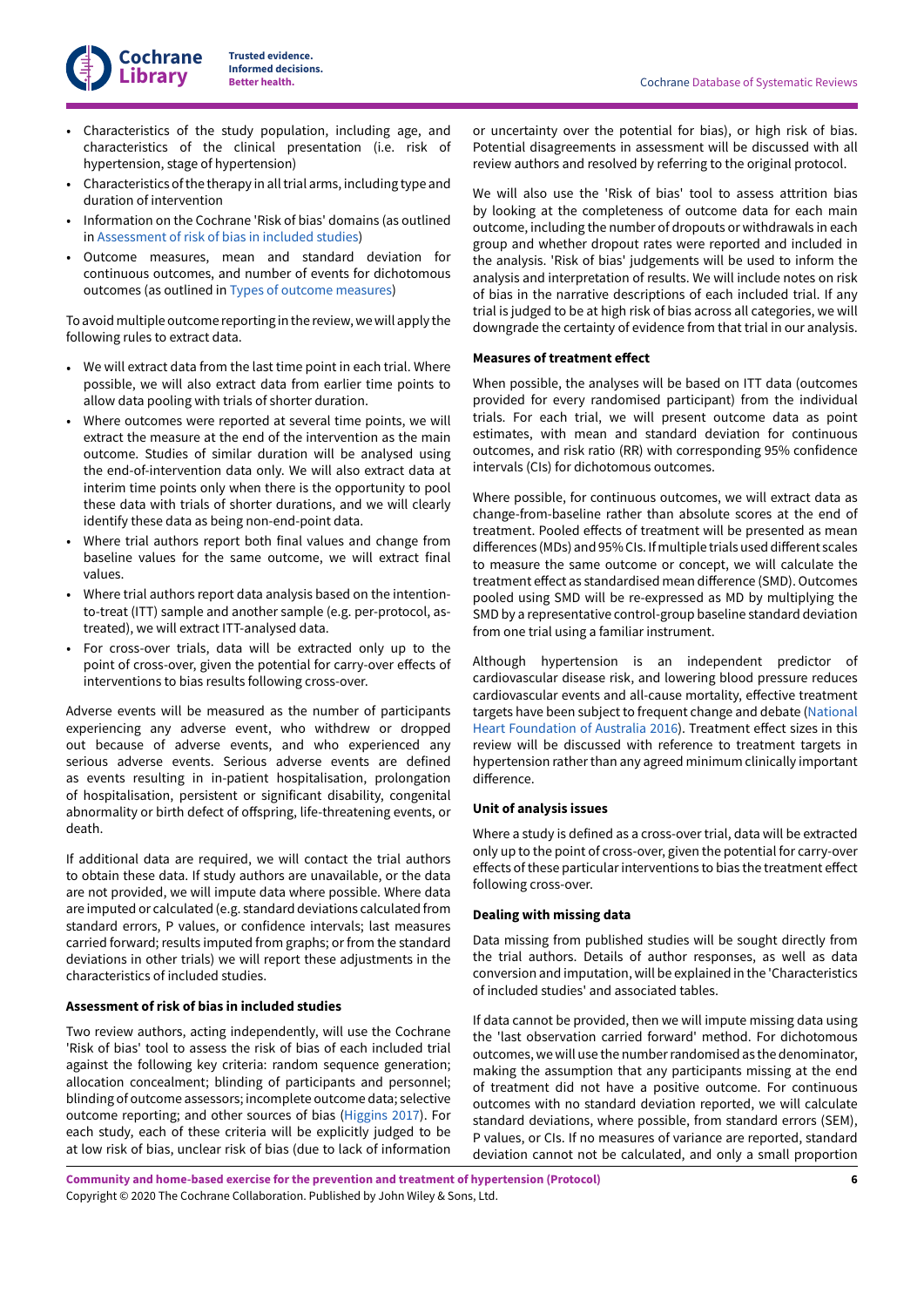- Characteristics of the study population, including age, and characteristics of the clinical presentation (i.e. risk of hypertension, stage of hypertension)
- Characteristics of the therapy in all trial arms, including type and duration of intervention
- Information on the Cochrane 'Risk of bias' domains (as outlined in Assessment of risk of bias in included studies)
- Outcome measures, mean and standard deviation for continuous outcomes, and number of events for dichotomous outcomes (as outlined in Types of outcome measures)

To avoid multiple outcome reporting in the review, we will apply the following rules to extract data.

- We will extract data from the last time point in each trial. Where possible, we will also extract data from earlier time points to allow data pooling with trials of shorter duration.
- Where outcomes were reported at several time points, we will extract the measure at the end of the intervention as the main outcome. Studies of similar duration will be analysed using the end-of-intervention data only. We will also extract data at interim time points only when there is the opportunity to pool these data with trials of shorter durations, and we will clearly identify these data as being non-end-point data.
- Where trial authors report both final values and change from baseline values for the same outcome, we will extract final values.
- Where trial authors report data analysis based on the intention-to-treat (ITT) sample and another sample (e.g. per-protocol, as-treated), we will extract ITT-analysed data.
- For cross-over trials, data will be extracted only up to the point of cross-over, given the potential for carry-over effects of interventions to bias results following cross-over.

Adverse events will be measured as the number of participants experiencing any adverse event, who withdrew or dropped out because of adverse events, and who experienced any serious adverse events. Serious adverse events are defined as events resulting in in-patient hospitalisation, prolongation of hospitalisation, persistent or significant disability, congenital abnormality or birth defect of offspring, life-threatening events, or death.

If additional data are required, we will contact the trial authors to obtain these data. If study authors are unavailable, or the data are not provided, we will impute data where possible. Where data are imputed or calculated (e.g. standard deviations calculated from standard errors, P values, or confidence intervals; last measures carried forward; results imputed from graphs; or from the standard deviations in other trials) we will report these adjustments in the characteristics of included studies.

### Assessment of risk of bias in included studies

Two review authors, acting independently, will use the Cochrane 'Risk of bias' tool to assess the risk of bias of each included trial against the following key criteria: random sequence generation; allocation concealment; blinding of participants and personnel; blinding of outcome assessors; incomplete outcome data; selective outcome reporting; and other sources of bias (Higgins 2017). For each study, each of these criteria will be explicitly judged to be at low risk of bias, unclear risk of bias (due to lack of information or uncertainty over the potential for bias), or high risk of bias. Potential disagreements in assessment will be discussed with all review authors and resolved by referring to the original protocol.

We will also use the 'Risk of bias' tool to assess attrition bias by looking at the completeness of outcome data for each main outcome, including the number of dropouts or withdrawals in each group and whether dropout rates were reported and included in the analysis. 'Risk of bias' judgements will be used to inform the analysis and interpretation of results. We will include notes on risk of bias in the narrative descriptions of each included trial. If any trial is judged to be at high risk of bias across all categories, we will downgrade the certainty of evidence from that trial in our analysis.

### Measures of treatment effect

When possible, the analyses will be based on ITT data (outcomes provided for every randomised participant) from the individual trials. For each trial, we will present outcome data as point estimates, with mean and standard deviation for continuous outcomes, and risk ratio (RR) with corresponding 95% confidence intervals (CIs) for dichotomous outcomes.

Where possible, for continuous outcomes, we will extract data as change-from-baseline rather than absolute scores at the end of treatment. Pooled effects of treatment will be presented as mean differences (MDs) and 95% CIs. If multiple trials used different scales to measure the same outcome or concept, we will calculate the treatment effect as standardised mean difference (SMD). Outcomes pooled using SMD will be re-expressed as MD by multiplying the SMD by a representative control-group baseline standard deviation from one trial using a familiar instrument.

Although hypertension is an independent predictor of cardiovascular disease risk, and lowering blood pressure reduces cardiovascular events and all-cause mortality, effective treatment targets have been subject to frequent change and debate (National Heart Foundation of Australia 2016). Treatment effect sizes in this review will be discussed with reference to treatment targets in hypertension rather than any agreed minimum clinically important difference.

### Unit of analysis issues

Where a study is defined as a cross-over trial, data will be extracted only up to the point of cross-over, given the potential for carry-over effects of these particular interventions to bias the treatment effect following cross-over.

### Dealing with missing data

Data missing from published studies will be sought directly from the trial authors. Details of author responses, as well as data conversion and imputation, will be explained in the 'Characteristics of included studies' and associated tables.

If data cannot be provided, then we will impute missing data using the 'last observation carried forward' method. For dichotomous outcomes, we will use the number randomised as the denominator, making the assumption that any participants missing at the end of treatment did not have a positive outcome. For continuous outcomes with no standard deviation reported, we will calculate standard deviations, where possible, from standard errors (SEM), P values, or CIs. If no measures of variance are reported, standard deviation cannot not be calculated, and only a small proportion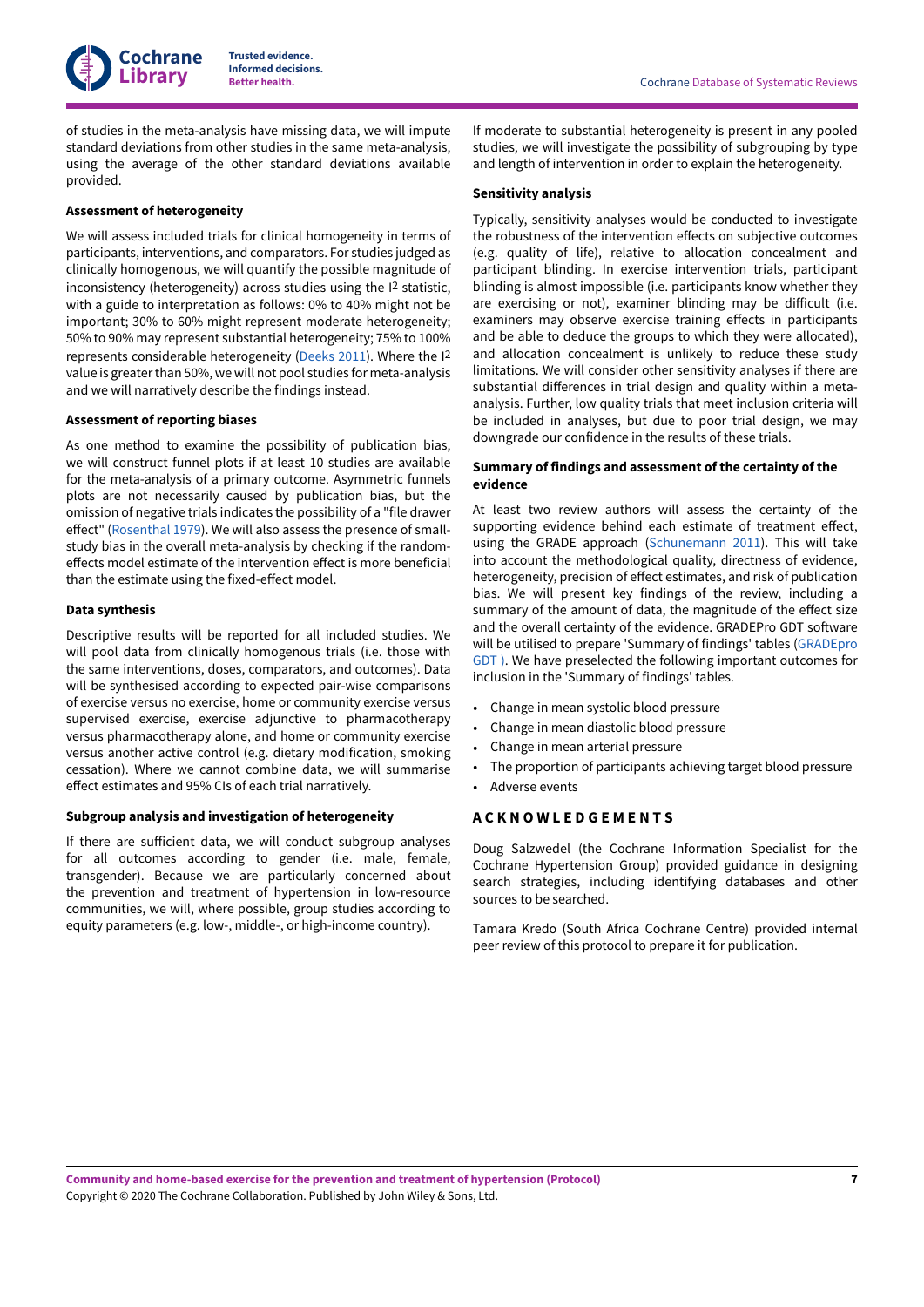of studies in the meta-analysis have missing data, we will impute standard deviations from other studies in the same meta-analysis, using the average of the other standard deviations available provided.

#### Assessment of heterogeneity

We will assess included trials for clinical homogeneity in terms of participants, interventions, and comparators. For studies judged as clinically homogenous, we will quantify the possible magnitude of inconsistency (heterogeneity) across studies using the $I^2$ statistic, with a guide to interpretation as follows: 0% to 40% might not be important; 30% to 60% might represent moderate heterogeneity; 50% to 90% may represent substantial heterogeneity; 75% to 100% represents considerable heterogeneity (Deeks 2011). Where the $I^2$ value is greater than 50%, we will not pool studies for meta-analysis and we will narratively describe the findings instead.

#### Assessment of reporting biases

As one method to examine the possibility of publication bias, we will construct funnel plots if at least 10 studies are available for the meta-analysis of a primary outcome. Asymmetric funnels plots are not necessarily caused by publication bias, but the omission of negative trials indicates the possibility of a "file drawer effect" (Rosenthal 1979). We will also assess the presence of small-study bias in the overall meta-analysis by checking if the random-effects model estimate of the intervention effect is more beneficial than the estimate using the fixed-effect model.

#### Data synthesis

Descriptive results will be reported for all included studies. We will pool data from clinically homogenous trials (i.e. those with the same interventions, doses, comparators, and outcomes). Data will be synthesised according to expected pair-wise comparisons of exercise versus no exercise, home or community exercise versus supervised exercise, exercise adjunctive to pharmacotherapy versus pharmacotherapy alone, and home or community exercise versus another active control (e.g. dietary modification, smoking cessation). Where we cannot combine data, we will summarise effect estimates and 95% CIs of each trial narratively.

#### Subgroup analysis and investigation of heterogeneity

If there are sufficient data, we will conduct subgroup analyses for all outcomes according to gender (i.e. male, female, transgender). Because we are particularly concerned about the prevention and treatment of hypertension in low-resource communities, we will, where possible, group studies according to equity parameters (e.g. low-, middle-, or high-income country).

If moderate to substantial heterogeneity is present in any pooled studies, we will investigate the possibility of subgrouping by type and length of intervention in order to explain the heterogeneity.

#### Sensitivity analysis

Typically, sensitivity analyses would be conducted to investigate the robustness of the intervention effects on subjective outcomes (e.g. quality of life), relative to allocation concealment and participant blinding. In exercise intervention trials, participant blinding is almost impossible (i.e. participants know whether they are exercising or not), examiner blinding may be difficult (i.e. examiners may observe exercise training effects in participants and be able to deduce the groups to which they were allocated), and allocation concealment is unlikely to reduce these study limitations. We will consider other sensitivity analyses if there are substantial differences in trial design and quality within a meta-analysis. Further, low quality trials that meet inclusion criteria will be included in analyses, but due to poor trial design, we may downgrade our confidence in the results of these trials.

#### Summary of findings and assessment of the certainty of the evidence

At least two review authors will assess the certainty of the supporting evidence behind each estimate of treatment effect, using the GRADE approach (Schunemann 2011). This will take into account the methodological quality, directness of evidence, heterogeneity, precision of effect estimates, and risk of publication bias. We will present key findings of the review, including a summary of the amount of data, the magnitude of the effect size and the overall certainty of the evidence. GRADEPro GDT software will be utilised to prepare 'Summary of findings' tables (GRADEpro GDT ). We have preselected the following important outcomes for inclusion in the 'Summary of findings' tables.

- Change in mean systolic blood pressure
- Change in mean diastolic blood pressure
- Change in mean arterial pressure
- The proportion of participants achieving target blood pressure
- Adverse events

## ACKNOWLEDGEMENTS

Doug Salzwedel (the Cochrane Information Specialist for the Cochrane Hypertension Group) provided guidance in designing search strategies, including identifying databases and other sources to be searched.

Tamara Kredo (South Africa Cochrane Centre) provided internal peer review of this protocol to prepare it for publication.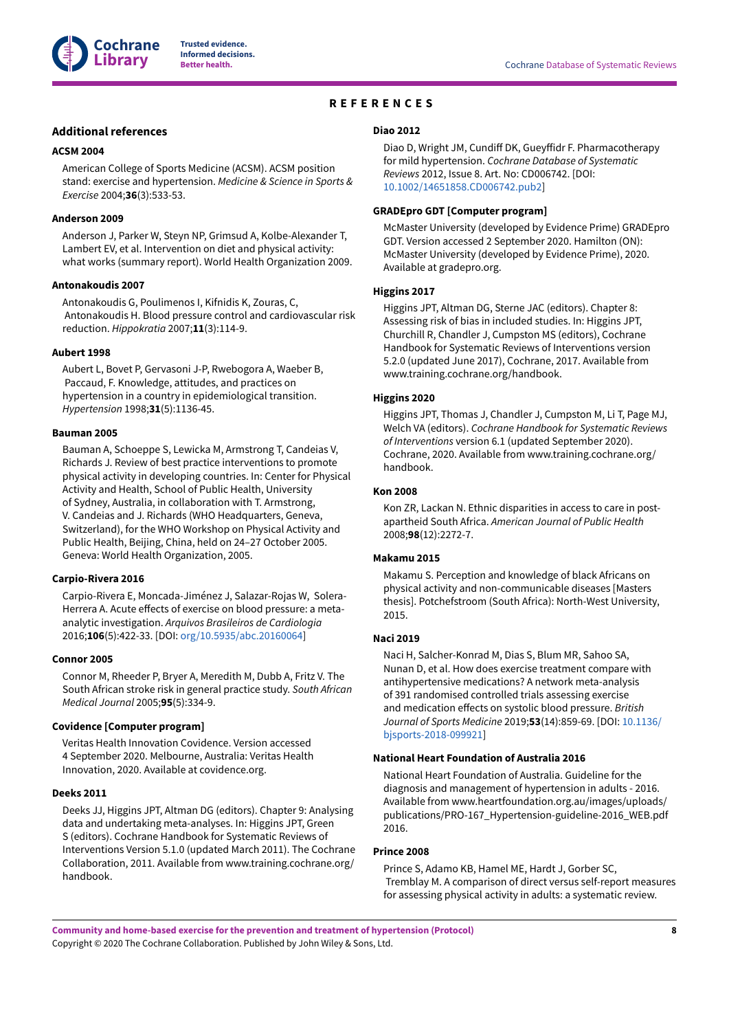# REFERENCES

## Additional references

### ACSM 2004

American College of Sports Medicine (ACSM). ACSM position stand: exercise and hypertension. *Medicine & Science in Sports & Exercise* 2004;**36**(3):533-53.

### Anderson 2009

Anderson J, Parker W, Steyn NP, Grimsud A, Kolbe-Alexander T, Lambert EV, et al. Intervention on diet and physical activity: what works (summary report). World Health Organization 2009.

### Antonakoudis 2007

Antonakoudis G, Poulimenos I, Kifnidis K, Zouras, C, Antonakoudis H. Blood pressure control and cardiovascular risk reduction. *Hippokratia* 2007;**11**(3):114-9.

### Aubert 1998

Aubert L, Bovet P, Gervasoni J-P, Rwebogora A, Waeber B, Paccaud, F. Knowledge, attitudes, and practices on hypertension in a country in epidemiological transition. *Hypertension* 1998;**31**(5):1136-45.

### Bauman 2005

Bauman A, Schoeppe S, Lewicka M, Armstrong T, Candeias V, Richards J. Review of best practice interventions to promote physical activity in developing countries. In: Center for Physical Activity and Health, School of Public Health, University of Sydney, Australia, in collaboration with T. Armstrong, V. Candeias and J. Richards (WHO Headquarters, Geneva, Switzerland), for the WHO Workshop on Physical Activity and Public Health, Beijing, China, held on 24–27 October 2005. Geneva: World Health Organization, 2005.

### Carpio-Rivera 2016

Carpio-Rivera E, Moncada-Jiménez J, Salazar-Rojas W, Solera-Herrera A. Acute effects of exercise on blood pressure: a meta-analytic investigation. *Arquivos Brasileiros de Cardiologia* 2016;**106**(5):422-33. [DOI: org/10.5935/abc.20160064]

### Connor 2005

Connor M, Rheeder P, Bryer A, Meredith M, Dubb A, Fritz V. The South African stroke risk in general practice study. *South African Medical Journal* 2005;**95**(5):334-9.

### Covidence [Computer program]

Veritas Health Innovation Covidence. Version accessed 4 September 2020. Melbourne, Australia: Veritas Health Innovation, 2020. Available at covidence.org.

### Deeks 2011

Deeks JJ, Higgins JPT, Altman DG (editors). Chapter 9: Analysing data and undertaking meta-analyses. In: Higgins JPT, Green S (editors). Cochrane Handbook for Systematic Reviews of Interventions Version 5.1.0 (updated March 2011). The Cochrane Collaboration, 2011. Available from www.training.cochrane.org/handbook.

### Diao 2012

Diao D, Wright JM, Cundiff DK, Gueyffidr F. Pharmacotherapy for mild hypertension. *Cochrane Database of Systematic Reviews* 2012, Issue 8. Art. No: CD006742. [DOI: 10.1002/14651858.CD006742.pub2]

### GRADEpro GDT [Computer program]

McMaster University (developed by Evidence Prime) GRADEpro GDT. Version accessed 2 September 2020. Hamilton (ON): McMaster University (developed by Evidence Prime), 2020. Available at gradepro.org.

### Higgins 2017

Higgins JPT, Altman DG, Sterne JAC (editors). Chapter 8: Assessing risk of bias in included studies. In: Higgins JPT, Churchill R, Chandler J, Cumpston MS (editors), Cochrane Handbook for Systematic Reviews of Interventions version 5.2.0 (updated June 2017), Cochrane, 2017. Available from www.training.cochrane.org/handbook.

### Higgins 2020

Higgins JPT, Thomas J, Chandler J, Cumpston M, Li T, Page MJ, Welch VA (editors). *Cochrane Handbook for Systematic Reviews of Interventions* version 6.1 (updated September 2020). Cochrane, 2020. Available from www.training.cochrane.org/handbook.

### Kon 2008

Kon ZR, Lackan N. Ethnic disparities in access to care in post-apartheid South Africa. *American Journal of Public Health* 2008;**98**(12):2272-7.

### Makamu 2015

Makamu S. Perception and knowledge of black Africans on physical activity and non-communicable diseases [Masters thesis]. Potchefstroom (South Africa): North-West University, 2015.

### Naci 2019

Naci H, Salcher-Konrad M, Dias S, Blum MR, Sahoo SA, Nunan D, et al. How does exercise treatment compare with antihypertensive medications? A network meta-analysis of 391 randomised controlled trials assessing exercise and medication effects on systolic blood pressure. *British Journal of Sports Medicine* 2019;**53**(14):859-69. [DOI: 10.1136/bjsports-2018-099921]

### National Heart Foundation of Australia 2016

National Heart Foundation of Australia. Guideline for the diagnosis and management of hypertension in adults - 2016. Available from www.heartfoundation.org.au/images/uploads/publications/PRO-167_Hypertension-guideline-2016_WEB.pdf 2016.

### Prince 2008

Prince S, Adamo KB, Hamel ME, Hardt J, Gorber SC, Tremblay M. A comparison of direct versus self-report measures for assessing physical activity in adults: a systematic review.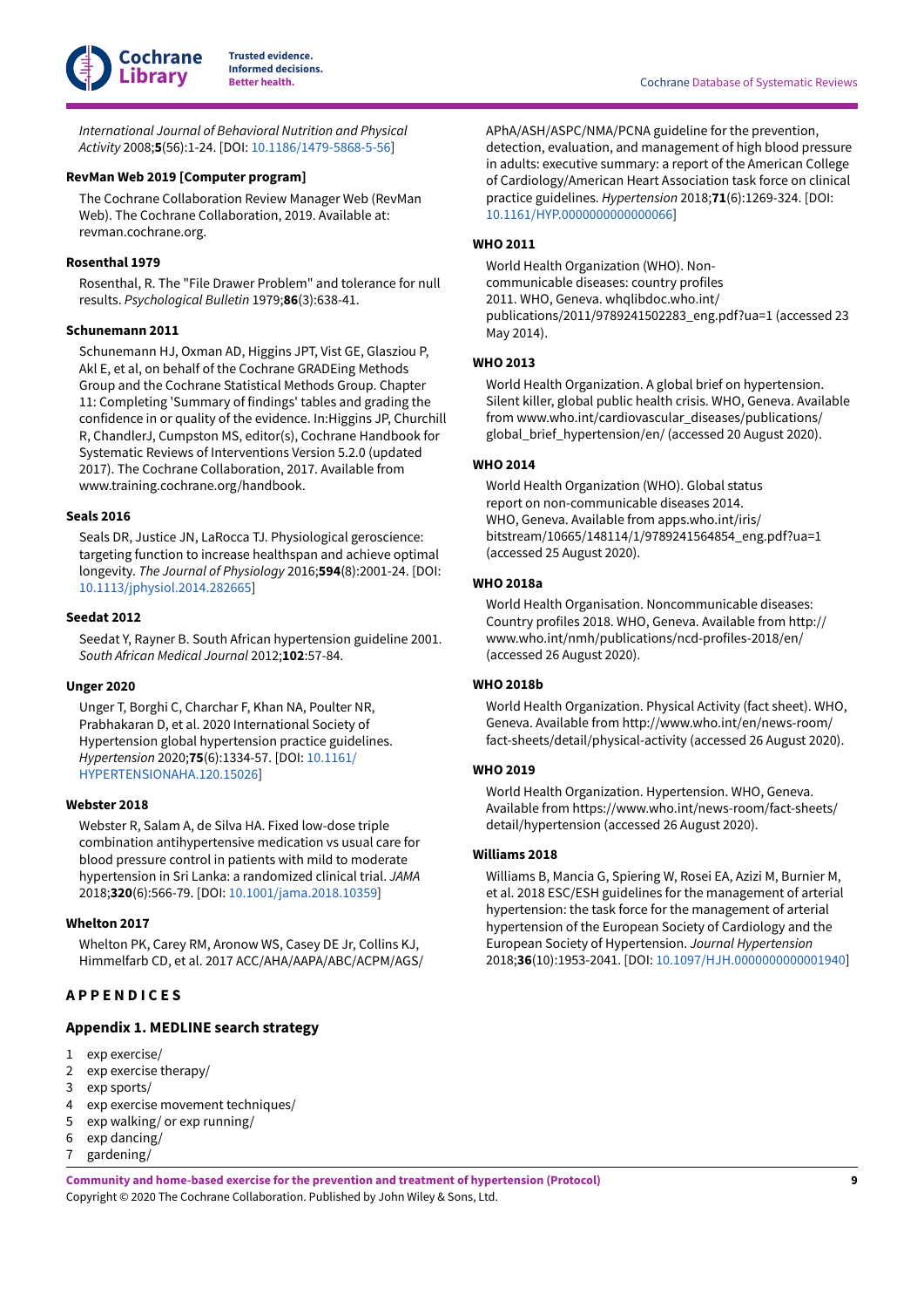*International Journal of Behavioral Nutrition and Physical Activity* 2008;**5**(56):1-24. [DOI: 10.1186/1479-5868-5-56]

**RevMan Web 2019 [Computer program]**

The Cochrane Collaboration Review Manager Web (RevMan Web). The Cochrane Collaboration, 2019. Available at: revman.cochrane.org.

**Rosenthal 1979**

Rosenthal, R. The "File Drawer Problem" and tolerance for null results. *Psychological Bulletin* 1979;**86**(3):638-41.

**Schunemann 2011**

Schunemann HJ, Oxman AD, Higgins JPT, Vist GE, Glasziou P, Akl E, et al, on behalf of the Cochrane GRADEing Methods Group and the Cochrane Statistical Methods Group. Chapter 11: Completing 'Summary of findings' tables and grading the confidence in or quality of the evidence. In:Higgins JP, Churchill R, ChandlerJ, Cumpston MS, editor(s), Cochrane Handbook for Systematic Reviews of Interventions Version 5.2.0 (updated 2017). The Cochrane Collaboration, 2017. Available from www.training.cochrane.org/handbook.

**Seals 2016**

Seals DR, Justice JN, LaRocca TJ. Physiological geroscience: targeting function to increase healthspan and achieve optimal longevity. *The Journal of Physiology* 2016;**594**(8):2001-24. [DOI: 10.1113/jphysiol.2014.282665]

**Seedat 2012**

Seedat Y, Rayner B. South African hypertension guideline 2001. *South African Medical Journal* 2012;**102**:57-84.

**Unger 2020**

Unger T, Borghi C, Charchar F, Khan NA, Poulter NR, Prabhakaran D, et al. 2020 International Society of Hypertension global hypertension practice guidelines. *Hypertension* 2020;**75**(6):1334-57. [DOI: 10.1161/HYPERTENSIONAHA.120.15026]

**Webster 2018**

Webster R, Salam A, de Silva HA. Fixed low-dose triple combination antihypertensive medication vs usual care for blood pressure control in patients with mild to moderate hypertension in Sri Lanka: a randomized clinical trial. *JAMA* 2018;**320**(6):566-79. [DOI: 10.1001/jama.2018.10359]

**Whelton 2017**

Whelton PK, Carey RM, Aronow WS, Casey DE Jr, Collins KJ, Himmelfarb CD, et al. 2017 ACC/AHA/AAPA/ABC/ACPM/AGS/APhA/ASH/ASPC/NMA/PCNA guideline for the prevention, detection, evaluation, and management of high blood pressure in adults: executive summary: a report of the American College of Cardiology/American Heart Association task force on clinical practice guidelines. *Hypertension* 2018;**71**(6):1269-324. [DOI: 10.1161/HYP.0000000000000066]

**WHO 2011**

World Health Organization (WHO). Non-communicable diseases: country profiles 2011. WHO, Geneva. whqlibdoc.who.int/publications/2011/9789241502283_eng.pdf?ua=1 (accessed 23 May 2014).

**WHO 2013**

World Health Organization. A global brief on hypertension. Silent killer, global public health crisis. WHO, Geneva. Available from www.who.int/cardiovascular_diseases/publications/global_brief_hypertension/en/ (accessed 20 August 2020).

**WHO 2014**

World Health Organization (WHO). Global status report on non-communicable diseases 2014. WHO, Geneva. Available from apps.who.int/iris/bitstream/10665/148114/1/9789241564854_eng.pdf?ua=1 (accessed 25 August 2020).

**WHO 2018a**

World Health Organisation. Noncommunicable diseases: Country profiles 2018. WHO, Geneva. Available from http://www.who.int/nmh/publications/ncd-profiles-2018/en/ (accessed 26 August 2020).

**WHO 2018b**

World Health Organization. Physical Activity (fact sheet). WHO, Geneva. Available from http://www.who.int/en/news-room/fact-sheets/detail/physical-activity (accessed 26 August 2020).

**WHO 2019**

World Health Organization. Hypertension. WHO, Geneva. Available from https://www.who.int/news-room/fact-sheets/detail/hypertension (accessed 26 August 2020).

**Williams 2018**

Williams B, Mancia G, Spiering W, Rosei EA, Azizi M, Burnier M, et al. 2018 ESC/ESH guidelines for the management of arterial hypertension: the task force for the management of arterial hypertension of the European Society of Cardiology and the European Society of Hypertension. *Journal Hypertension* 2018;**36**(10):1953-2041. [DOI: 10.1097/HJH.0000000000001940]

## APPENDICES

### Appendix 1. MEDLINE search strategy

1 exp exercise/
2 exp exercise therapy/
3 exp sports/
4 exp exercise movement techniques/
5 exp walking/ or exp running/
6 exp dancing/
7 gardening/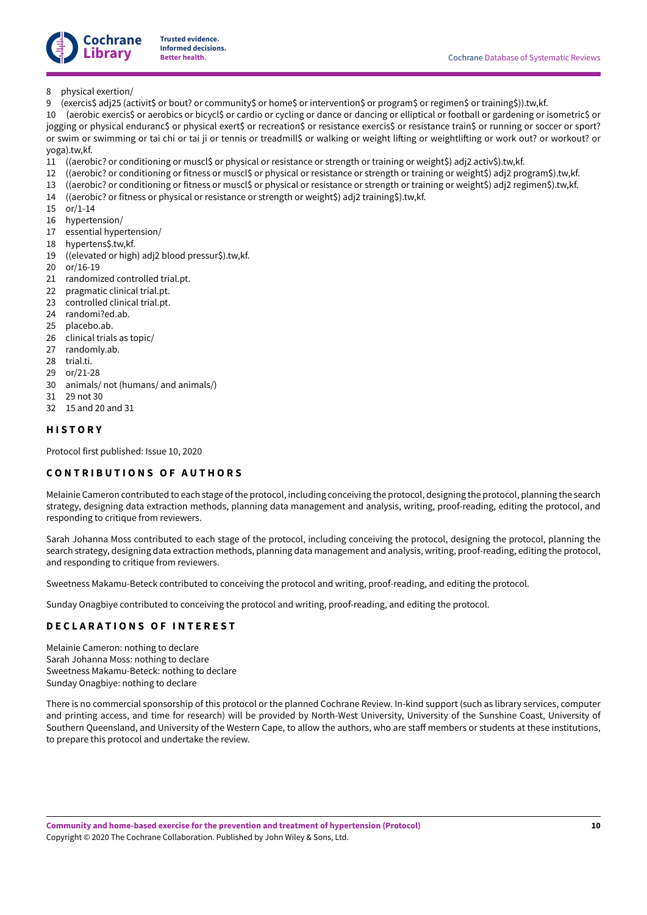8 physical exertion/

9 (exercis$ adj25 (activit$ or bout? or community$ or home$ or intervention$ or program$ or regimen$ or training$)).tw,kf.

10 (aerobic exercis$ or aerobics or bicycl$ or cardio or cycling or dance or dancing or elliptical or football or gardening or isometric$ or jogging or physical enduranc$ or physical exert$ or recreation$ or resistance exercis$ or resistance train$ or running or soccer or sport? or swim or swimming or tai chi or tai ji or tennis or treadmill$ or walking or weight lifting or weightlifting or work out? or workout? or yoga).tw,kf.

11 ((aerobic? or conditioning or muscl$ or physical or resistance or strength or training or weight$) adj2 activ$).tw,kf.

12 ((aerobic? or conditioning or fitness or muscl$ or physical or resistance or strength or training or weight$) adj2 program$).tw,kf.

13 ((aerobic? or conditioning or fitness or muscl$ or physical or resistance or strength or training or weight$) adj2 regimen$).tw,kf.

14 ((aerobic? or fitness or physical or resistance or strength or weight$) adj2 training$).tw,kf.

15 or/1-14

16 hypertension/

17 essential hypertension/

18 hypertens$.tw,kf.

19 ((elevated or high) adj2 blood pressur$).tw,kf.

20 or/16-19

21 randomized controlled trial.pt.

22 pragmatic clinical trial.pt.

23 controlled clinical trial.pt.

24 randomi?ed.ab.

25 placebo.ab.

26 clinical trials as topic/

27 randomly.ab.

28 trial.ti.

29 or/21-28

30 animals/ not (humans/ and animals/)

31 29 not 30

32 15 and 20 and 31

## HISTORY

Protocol first published: Issue 10, 2020

## CONTRIBUTIONS OF AUTHORS

Melainie Cameron contributed to each stage of the protocol, including conceiving the protocol, designing the protocol, planning the search strategy, designing data extraction methods, planning data management and analysis, writing, proof-reading, editing the protocol, and responding to critique from reviewers.

Sarah Johanna Moss contributed to each stage of the protocol, including conceiving the protocol, designing the protocol, planning the search strategy, designing data extraction methods, planning data management and analysis, writing, proof-reading, editing the protocol, and responding to critique from reviewers.

Sweetness Makamu-Beteck contributed to conceiving the protocol and writing, proof-reading, and editing the protocol.

Sunday Onagbiye contributed to conceiving the protocol and writing, proof-reading, and editing the protocol.

## DECLARATIONS OF INTEREST

Melainie Cameron: nothing to declare
Sarah Johanna Moss: nothing to declare
Sweetness Makamu-Beteck: nothing to declare
Sunday Onagbiye: nothing to declare

There is no commercial sponsorship of this protocol or the planned Cochrane Review. In-kind support (such as library services, computer and printing access, and time for research) will be provided by North-West University, University of the Sunshine Coast, University of Southern Queensland, and University of the Western Cape, to allow the authors, who are staff members or students at these institutions, to prepare this protocol and undertake the review.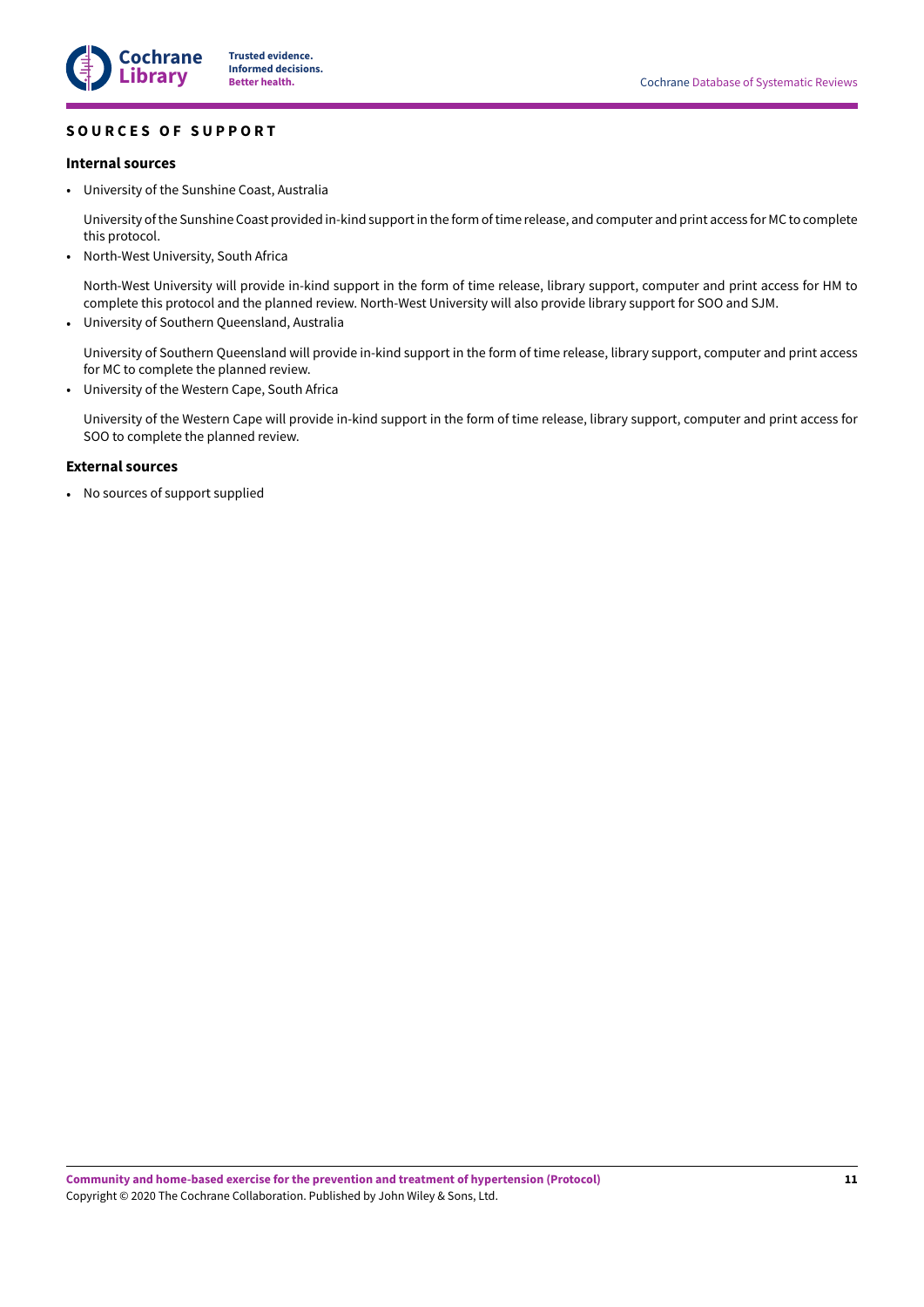## SOURCES OF SUPPORT

### Internal sources

- University of the Sunshine Coast, Australia

  University of the Sunshine Coast provided in-kind support in the form of time release, and computer and print access for MC to complete this protocol.

- North-West University, South Africa

  North-West University will provide in-kind support in the form of time release, library support, computer and print access for HM to complete this protocol and the planned review. North-West University will also provide library support for SOO and SJM.

- University of Southern Queensland, Australia

  University of Southern Queensland will provide in-kind support in the form of time release, library support, computer and print access for MC to complete the planned review.

- University of the Western Cape, South Africa

  University of the Western Cape will provide in-kind support in the form of time release, library support, computer and print access for SOO to complete the planned review.

### External sources

- No sources of support supplied